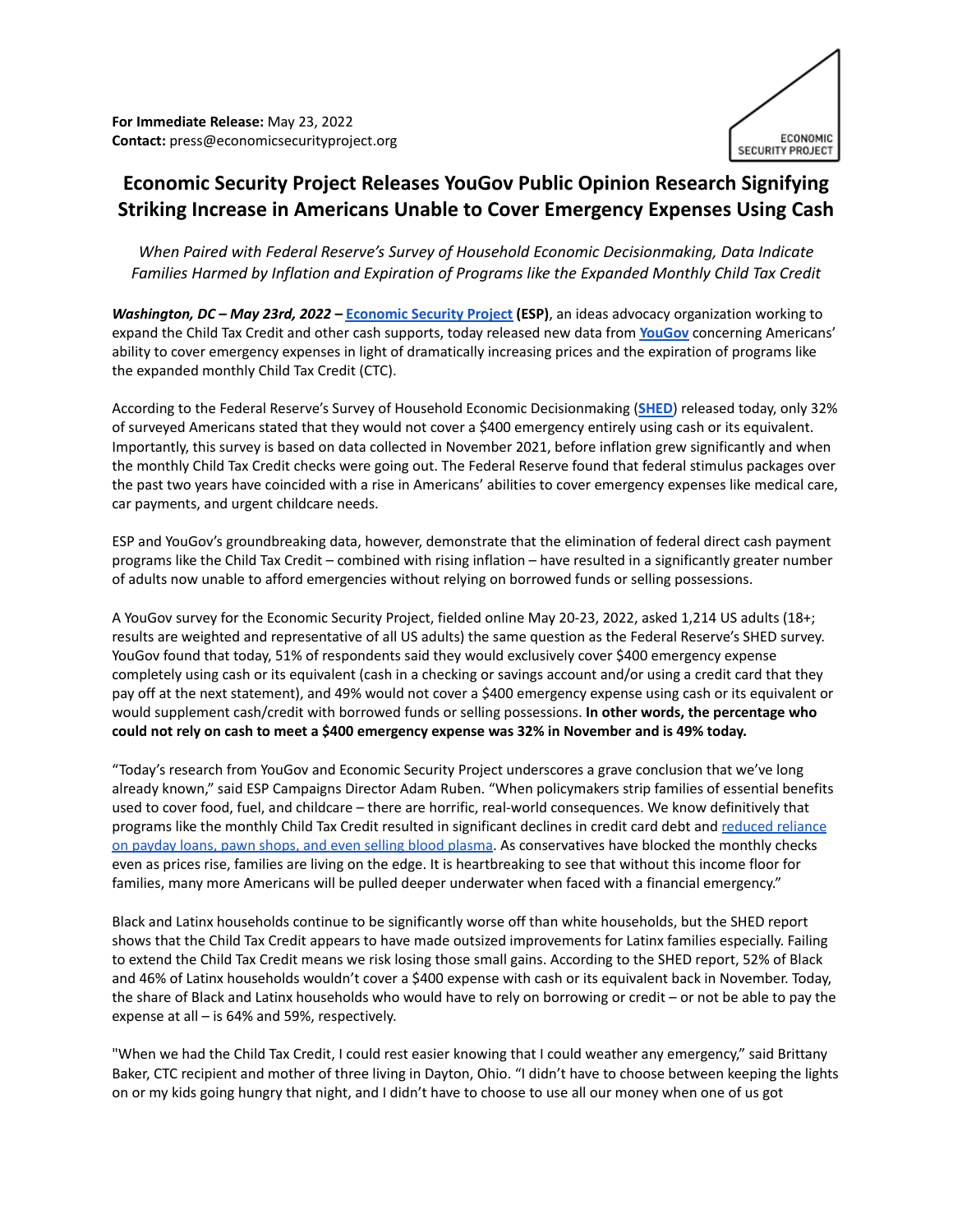**For Immediate Release:** May 23, 2022
**Contact:** press@economicsecurityproject.org

ECONOMIC SECURITY PROJECT

# Economic Security Project Releases YouGov Public Opinion Research Signifying Striking Increase in Americans Unable to Cover Emergency Expenses Using Cash

*When Paired with Federal Reserve's Survey of Household Economic Decisionmaking, Data Indicate Families Harmed by Inflation and Expiration of Programs like the Expanded Monthly Child Tax Credit*

***Washington, DC – May 23rd, 2022 –*** **Economic Security Project (ESP)**, an ideas advocacy organization working to expand the Child Tax Credit and other cash supports, today released new data from **YouGov** concerning Americans' ability to cover emergency expenses in light of dramatically increasing prices and the expiration of programs like the expanded monthly Child Tax Credit (CTC).

According to the Federal Reserve's Survey of Household Economic Decisionmaking (**SHED**) released today, only 32% of surveyed Americans stated that they would not cover a $400 emergency entirely using cash or its equivalent. Importantly, this survey is based on data collected in November 2021, before inflation grew significantly and when the monthly Child Tax Credit checks were going out. The Federal Reserve found that federal stimulus packages over the past two years have coincided with a rise in Americans' abilities to cover emergency expenses like medical care, car payments, and urgent childcare needs.

ESP and YouGov's groundbreaking data, however, demonstrate that the elimination of federal direct cash payment programs like the Child Tax Credit – combined with rising inflation – have resulted in a significantly greater number of adults now unable to afford emergencies without relying on borrowed funds or selling possessions.

A YouGov survey for the Economic Security Project, fielded online May 20-23, 2022, asked 1,214 US adults (18+; results are weighted and representative of all US adults) the same question as the Federal Reserve's SHED survey. YouGov found that today, 51% of respondents said they would exclusively cover $400 emergency expense completely using cash or its equivalent (cash in a checking or savings account and/or using a credit card that they pay off at the next statement), and 49% would not cover a $400 emergency expense using cash or its equivalent or would supplement cash/credit with borrowed funds or selling possessions. **In other words, the percentage who could not rely on cash to meet a $400 emergency expense was 32% in November and is 49% today.**

"Today's research from YouGov and Economic Security Project underscores a grave conclusion that we've long already known," said ESP Campaigns Director Adam Ruben. "When policymakers strip families of essential benefits used to cover food, fuel, and childcare – there are horrific, real-world consequences. We know definitively that programs like the monthly Child Tax Credit resulted in significant declines in credit card debt and reduced reliance on payday loans, pawn shops, and even selling blood plasma. As conservatives have blocked the monthly checks even as prices rise, families are living on the edge. It is heartbreaking to see that without this income floor for families, many more Americans will be pulled deeper underwater when faced with a financial emergency."

Black and Latinx households continue to be significantly worse off than white households, but the SHED report shows that the Child Tax Credit appears to have made outsized improvements for Latinx families especially. Failing to extend the Child Tax Credit means we risk losing those small gains. According to the SHED report, 52% of Black and 46% of Latinx households wouldn't cover a $400 expense with cash or its equivalent back in November. Today, the share of Black and Latinx households who would have to rely on borrowing or credit – or not be able to pay the expense at all – is 64% and 59%, respectively.

"When we had the Child Tax Credit, I could rest easier knowing that I could weather any emergency," said Brittany Baker, CTC recipient and mother of three living in Dayton, Ohio. "I didn't have to choose between keeping the lights on or my kids going hungry that night, and I didn't have to choose to use all our money when one of us got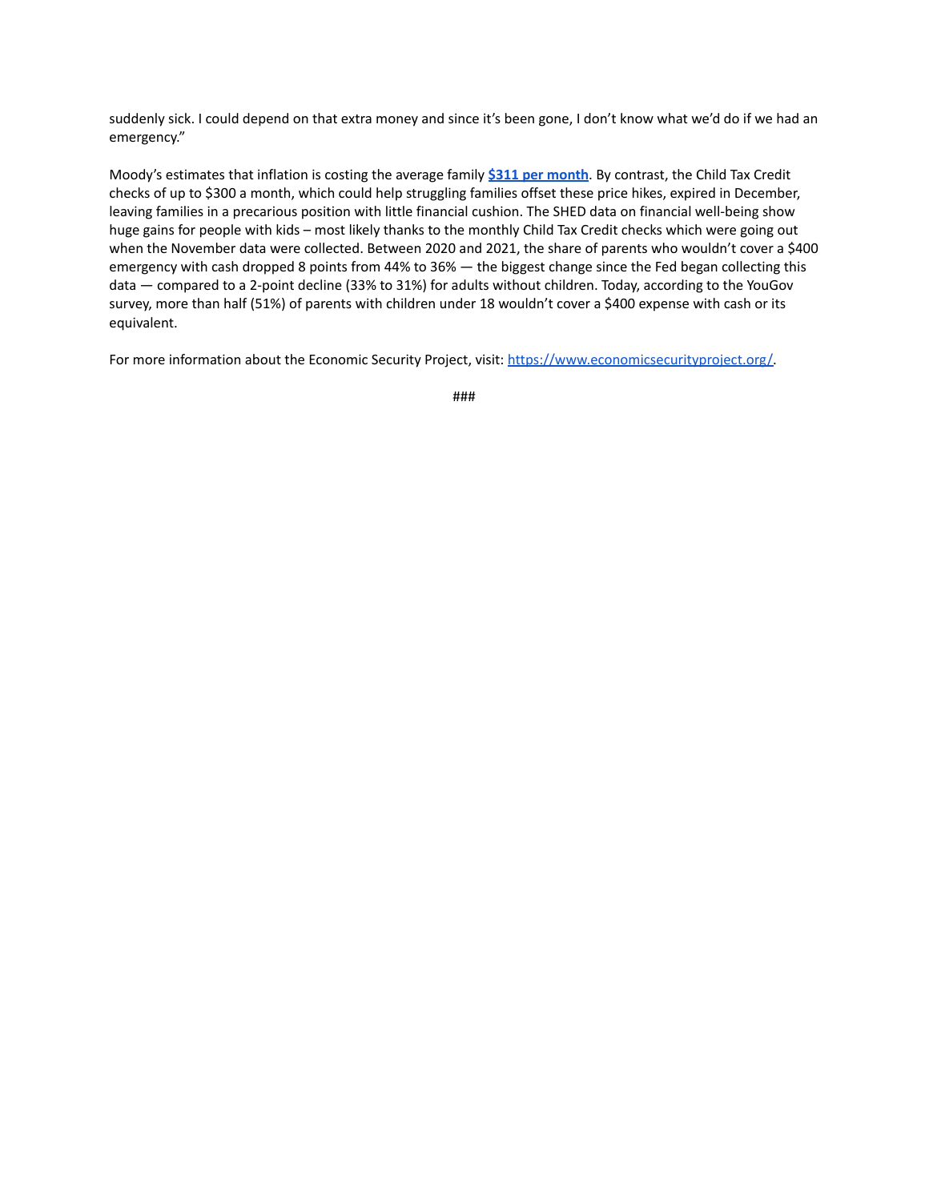suddenly sick. I could depend on that extra money and since it's been gone, I don't know what we'd do if we had an emergency."

Moody's estimates that inflation is costing the average family **$311 per month**. By contrast, the Child Tax Credit checks of up to $300 a month, which could help struggling families offset these price hikes, expired in December, leaving families in a precarious position with little financial cushion. The SHED data on financial well-being show huge gains for people with kids – most likely thanks to the monthly Child Tax Credit checks which were going out when the November data were collected. Between 2020 and 2021, the share of parents who wouldn't cover a $400 emergency with cash dropped 8 points from 44% to 36% — the biggest change since the Fed began collecting this data — compared to a 2-point decline (33% to 31%) for adults without children. Today, according to the YouGov survey, more than half (51%) of parents with children under 18 wouldn't cover a $400 expense with cash or its equivalent.

For more information about the Economic Security Project, visit: https://www.economicsecurityproject.org/.

###